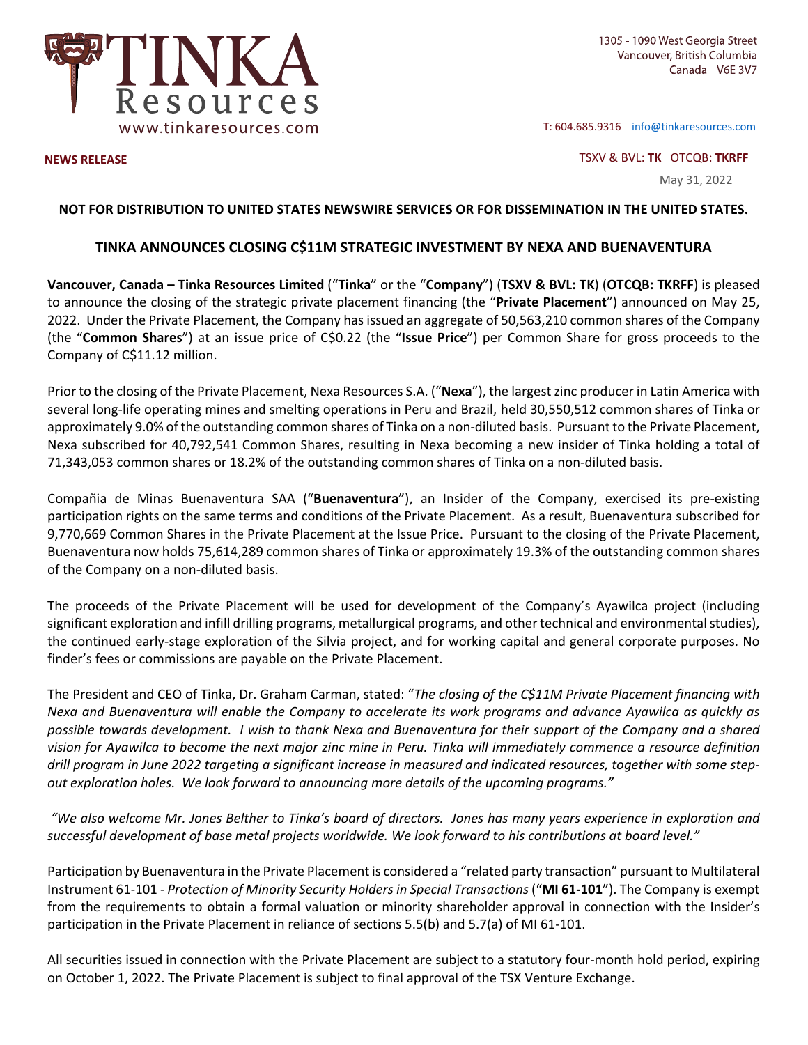TINKA Resources
www.tinkaresources.com

1305 - 1090 West Georgia Street
Vancouver, British Columbia
Canada V6E 3V7

T: 604.685.9316 info@tinkaresources.com

**NEWS RELEASE**

TSXV & BVL: **TK** OTCQB: **TKRFF**

May 31, 2022

**NOT FOR DISTRIBUTION TO UNITED STATES NEWSWIRE SERVICES OR FOR DISSEMINATION IN THE UNITED STATES.**

## TINKA ANNOUNCES CLOSING C$11M STRATEGIC INVESTMENT BY NEXA AND BUENAVENTURA

**Vancouver, Canada – Tinka Resources Limited** ("**Tinka**" or the "**Company**") (**TSXV & BVL: TK**) (**OTCQB: TKRFF**) is pleased to announce the closing of the strategic private placement financing (the "**Private Placement**") announced on May 25, 2022. Under the Private Placement, the Company has issued an aggregate of 50,563,210 common shares of the Company (the "**Common Shares**") at an issue price of C$0.22 (the "**Issue Price**") per Common Share for gross proceeds to the Company of C$11.12 million.

Prior to the closing of the Private Placement, Nexa Resources S.A. ("**Nexa**"), the largest zinc producer in Latin America with several long-life operating mines and smelting operations in Peru and Brazil, held 30,550,512 common shares of Tinka or approximately 9.0% of the outstanding common shares of Tinka on a non-diluted basis. Pursuant to the Private Placement, Nexa subscribed for 40,792,541 Common Shares, resulting in Nexa becoming a new insider of Tinka holding a total of 71,343,053 common shares or 18.2% of the outstanding common shares of Tinka on a non-diluted basis.

Compañia de Minas Buenaventura SAA ("**Buenaventura**"), an Insider of the Company, exercised its pre-existing participation rights on the same terms and conditions of the Private Placement. As a result, Buenaventura subscribed for 9,770,669 Common Shares in the Private Placement at the Issue Price. Pursuant to the closing of the Private Placement, Buenaventura now holds 75,614,289 common shares of Tinka or approximately 19.3% of the outstanding common shares of the Company on a non-diluted basis.

The proceeds of the Private Placement will be used for development of the Company's Ayawilca project (including significant exploration and infill drilling programs, metallurgical programs, and other technical and environmental studies), the continued early-stage exploration of the Silvia project, and for working capital and general corporate purposes. No finder's fees or commissions are payable on the Private Placement.

The President and CEO of Tinka, Dr. Graham Carman, stated: "*The closing of the C$11M Private Placement financing with Nexa and Buenaventura will enable the Company to accelerate its work programs and advance Ayawilca as quickly as possible towards development. I wish to thank Nexa and Buenaventura for their support of the Company and a shared vision for Ayawilca to become the next major zinc mine in Peru. Tinka will immediately commence a resource definition drill program in June 2022 targeting a significant increase in measured and indicated resources, together with some step-out exploration holes. We look forward to announcing more details of the upcoming programs."*

*"We also welcome Mr. Jones Belther to Tinka's board of directors. Jones has many years experience in exploration and successful development of base metal projects worldwide. We look forward to his contributions at board level."*

Participation by Buenaventura in the Private Placement is considered a "related party transaction" pursuant to Multilateral Instrument 61-101 - *Protection of Minority Security Holders in Special Transactions* ("**MI 61-101**"). The Company is exempt from the requirements to obtain a formal valuation or minority shareholder approval in connection with the Insider's participation in the Private Placement in reliance of sections 5.5(b) and 5.7(a) of MI 61-101.

All securities issued in connection with the Private Placement are subject to a statutory four-month hold period, expiring on October 1, 2022. The Private Placement is subject to final approval of the TSX Venture Exchange.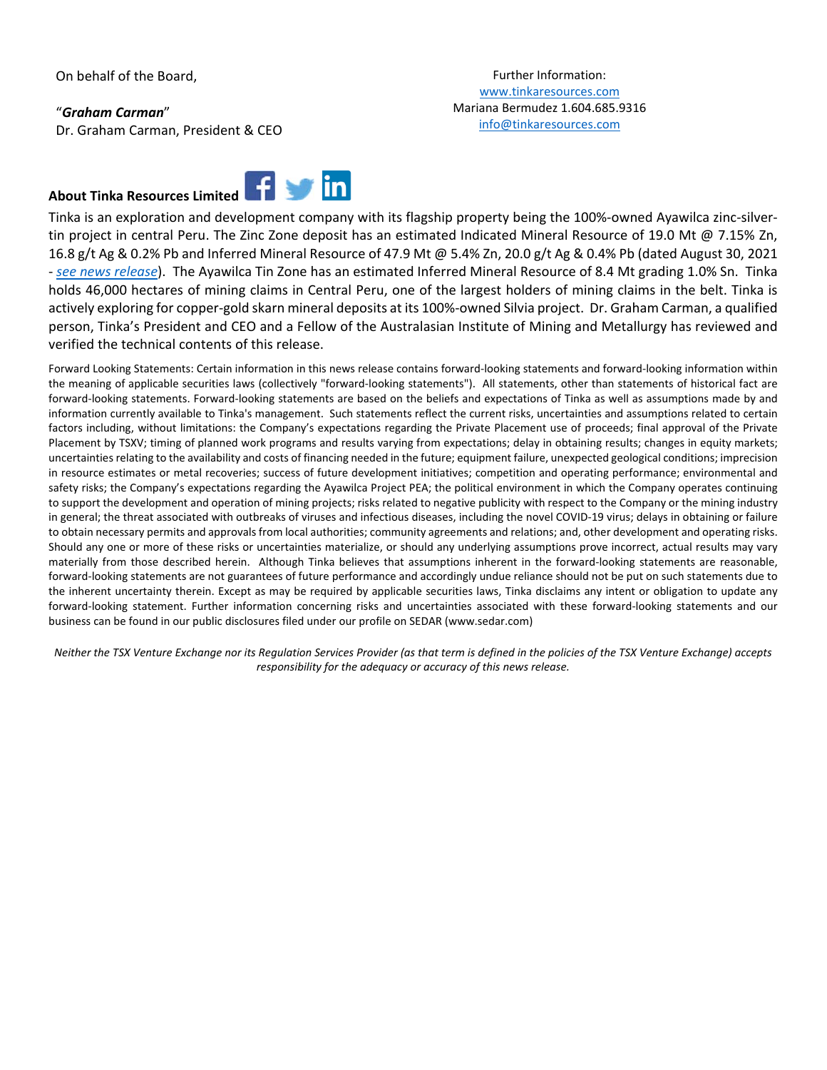On behalf of the Board,

"***Graham Carman***"
Dr. Graham Carman, President & CEO

Further Information:
www.tinkaresources.com
Mariana Bermudez 1.604.685.9316
info@tinkaresources.com

**About Tinka Resources Limited**

Tinka is an exploration and development company with its flagship property being the 100%-owned Ayawilca zinc-silver-tin project in central Peru. The Zinc Zone deposit has an estimated Indicated Mineral Resource of 19.0 Mt @ 7.15% Zn, 16.8 g/t Ag & 0.2% Pb and Inferred Mineral Resource of 47.9 Mt @ 5.4% Zn, 20.0 g/t Ag & 0.4% Pb (dated August 30, 2021 - *see news release*). The Ayawilca Tin Zone has an estimated Inferred Mineral Resource of 8.4 Mt grading 1.0% Sn. Tinka holds 46,000 hectares of mining claims in Central Peru, one of the largest holders of mining claims in the belt. Tinka is actively exploring for copper-gold skarn mineral deposits at its 100%-owned Silvia project. Dr. Graham Carman, a qualified person, Tinka's President and CEO and a Fellow of the Australasian Institute of Mining and Metallurgy has reviewed and verified the technical contents of this release.

Forward Looking Statements: Certain information in this news release contains forward-looking statements and forward-looking information within the meaning of applicable securities laws (collectively "forward-looking statements"). All statements, other than statements of historical fact are forward-looking statements. Forward-looking statements are based on the beliefs and expectations of Tinka as well as assumptions made by and information currently available to Tinka's management. Such statements reflect the current risks, uncertainties and assumptions related to certain factors including, without limitations: the Company's expectations regarding the Private Placement use of proceeds; final approval of the Private Placement by TSXV; timing of planned work programs and results varying from expectations; delay in obtaining results; changes in equity markets; uncertainties relating to the availability and costs of financing needed in the future; equipment failure, unexpected geological conditions; imprecision in resource estimates or metal recoveries; success of future development initiatives; competition and operating performance; environmental and safety risks; the Company's expectations regarding the Ayawilca Project PEA; the political environment in which the Company operates continuing to support the development and operation of mining projects; risks related to negative publicity with respect to the Company or the mining industry in general; the threat associated with outbreaks of viruses and infectious diseases, including the novel COVID-19 virus; delays in obtaining or failure to obtain necessary permits and approvals from local authorities; community agreements and relations; and, other development and operating risks. Should any one or more of these risks or uncertainties materialize, or should any underlying assumptions prove incorrect, actual results may vary materially from those described herein. Although Tinka believes that assumptions inherent in the forward-looking statements are reasonable, forward-looking statements are not guarantees of future performance and accordingly undue reliance should not be put on such statements due to the inherent uncertainty therein. Except as may be required by applicable securities laws, Tinka disclaims any intent or obligation to update any forward-looking statement. Further information concerning risks and uncertainties associated with these forward-looking statements and our business can be found in our public disclosures filed under our profile on SEDAR (www.sedar.com)

*Neither the TSX Venture Exchange nor its Regulation Services Provider (as that term is defined in the policies of the TSX Venture Exchange) accepts responsibility for the adequacy or accuracy of this news release.*